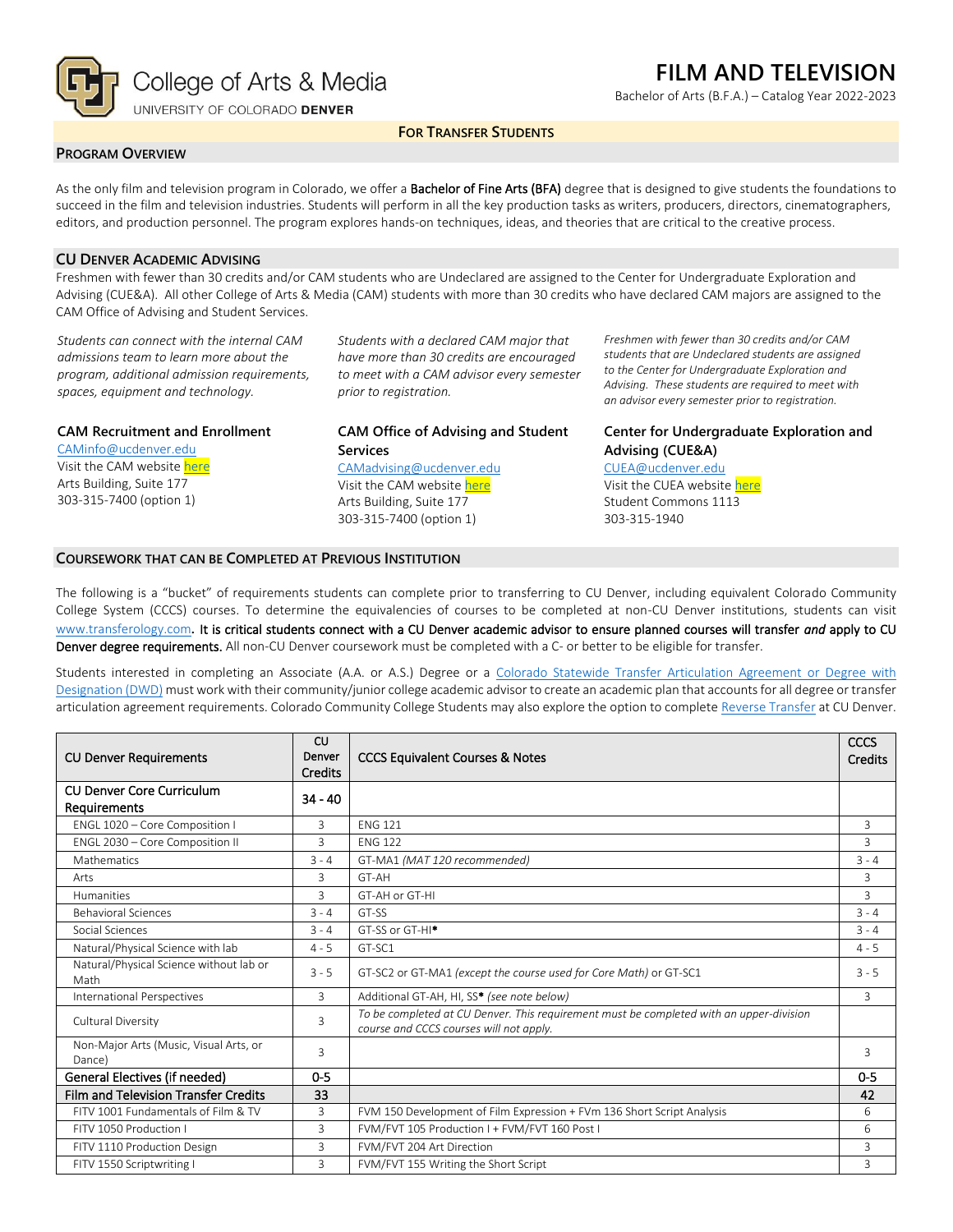College of Arts & Media
UNIVERSITY OF COLORADO DENVER

# FILM AND TELEVISION

Bachelor of Arts (B.F.A.) – Catalog Year 2022-2023

**FOR TRANSFER STUDENTS**

## PROGRAM OVERVIEW

As the only film and television program in Colorado, we offer a **Bachelor of Fine Arts (BFA)** degree that is designed to give students the foundations to succeed in the film and television industries. Students will perform in all the key production tasks as writers, producers, directors, cinematographers, editors, and production personnel. The program explores hands-on techniques, ideas, and theories that are critical to the creative process.

## CU DENVER ACADEMIC ADVISING

Freshmen with fewer than 30 credits and/or CAM students who are Undeclared are assigned to the Center for Undergraduate Exploration and Advising (CUE&A). All other College of Arts & Media (CAM) students with more than 30 credits who have declared CAM majors are assigned to the CAM Office of Advising and Student Services.

*Students can connect with the internal CAM admissions team to learn more about the program, additional admission requirements, spaces, equipment and technology.*

**CAM Recruitment and Enrollment**
CAMinfo@ucdenver.edu
Visit the CAM website here
Arts Building, Suite 177
303-315-7400 (option 1)

*Students with a declared CAM major that have more than 30 credits are encouraged to meet with a CAM advisor every semester prior to registration.*

**CAM Office of Advising and Student Services**
CAMadvising@ucdenver.edu
Visit the CAM website here
Arts Building, Suite 177
303-315-7400 (option 1)

*Freshmen with fewer than 30 credits and/or CAM students that are Undeclared students are assigned to the Center for Undergraduate Exploration and Advising. These students are required to meet with an advisor every semester prior to registration.*

**Center for Undergraduate Exploration and Advising (CUE&A)**
CUEA@ucdenver.edu
Visit the CUEA website here
Student Commons 1113
303-315-1940

## COURSEWORK THAT CAN BE COMPLETED AT PREVIOUS INSTITUTION

The following is a "bucket" of requirements students can complete prior to transferring to CU Denver, including equivalent Colorado Community College System (CCCS) courses. To determine the equivalencies of courses to be completed at non-CU Denver institutions, students can visit www.transferology.com**. It is critical students connect with a CU Denver academic advisor to ensure planned courses will transfer *and* apply to CU Denver degree requirements.** All non-CU Denver coursework must be completed with a C- or better to be eligible for transfer.

Students interested in completing an Associate (A.A. or A.S.) Degree or a Colorado Statewide Transfer Articulation Agreement or Degree with Designation (DWD) must work with their community/junior college academic advisor to create an academic plan that accounts for all degree or transfer articulation agreement requirements. Colorado Community College Students may also explore the option to complete Reverse Transfer at CU Denver.

| CU Denver Requirements | CU Denver Credits | CCCS Equivalent Courses & Notes | CCCS Credits |
|---|---|---|---|
| **CU Denver Core Curriculum Requirements** | **34 - 40** | | |
| ENGL 1020 – Core Composition I | 3 | ENG 121 | 3 |
| ENGL 2030 – Core Composition II | 3 | ENG 122 | 3 |
| Mathematics | 3 - 4 | GT-MA1 *(MAT 120 recommended)* | 3 - 4 |
| Arts | 3 | GT-AH | 3 |
| Humanities | 3 | GT-AH or GT-HI | 3 |
| Behavioral Sciences | 3 - 4 | GT-SS | 3 - 4 |
| Social Sciences | 3 - 4 | GT-SS or GT-HI* | 3 - 4 |
| Natural/Physical Science with lab | 4 - 5 | GT-SC1 | 4 - 5 |
| Natural/Physical Science without lab or Math | 3 - 5 | GT-SC2 or GT-MA1 *(except the course used for Core Math)* or GT-SC1 | 3 - 5 |
| International Perspectives | 3 | Additional GT-AH, HI, SS* *(see note below)* | 3 |
| Cultural Diversity | 3 | *To be completed at CU Denver. This requirement must be completed with an upper-division course and CCCS courses will not apply.* | |
| Non-Major Arts (Music, Visual Arts, or Dance) | 3 | | 3 |
| **General Electives (if needed)** | **0-5** | | **0-5** |
| **Film and Television Transfer Credits** | **33** | | **42** |
| FITV 1001 Fundamentals of Film & TV | 3 | FVM 150 Development of Film Expression + FVm 136 Short Script Analysis | 6 |
| FITV 1050 Production I | 3 | FVM/FVT 105 Production I + FVM/FVT 160 Post I | 6 |
| FITV 1110 Production Design | 3 | FVM/FVT 204 Art Direction | 3 |
| FITV 1550 Scriptwriting I | 3 | FVM/FVT 155 Writing the Short Script | 3 |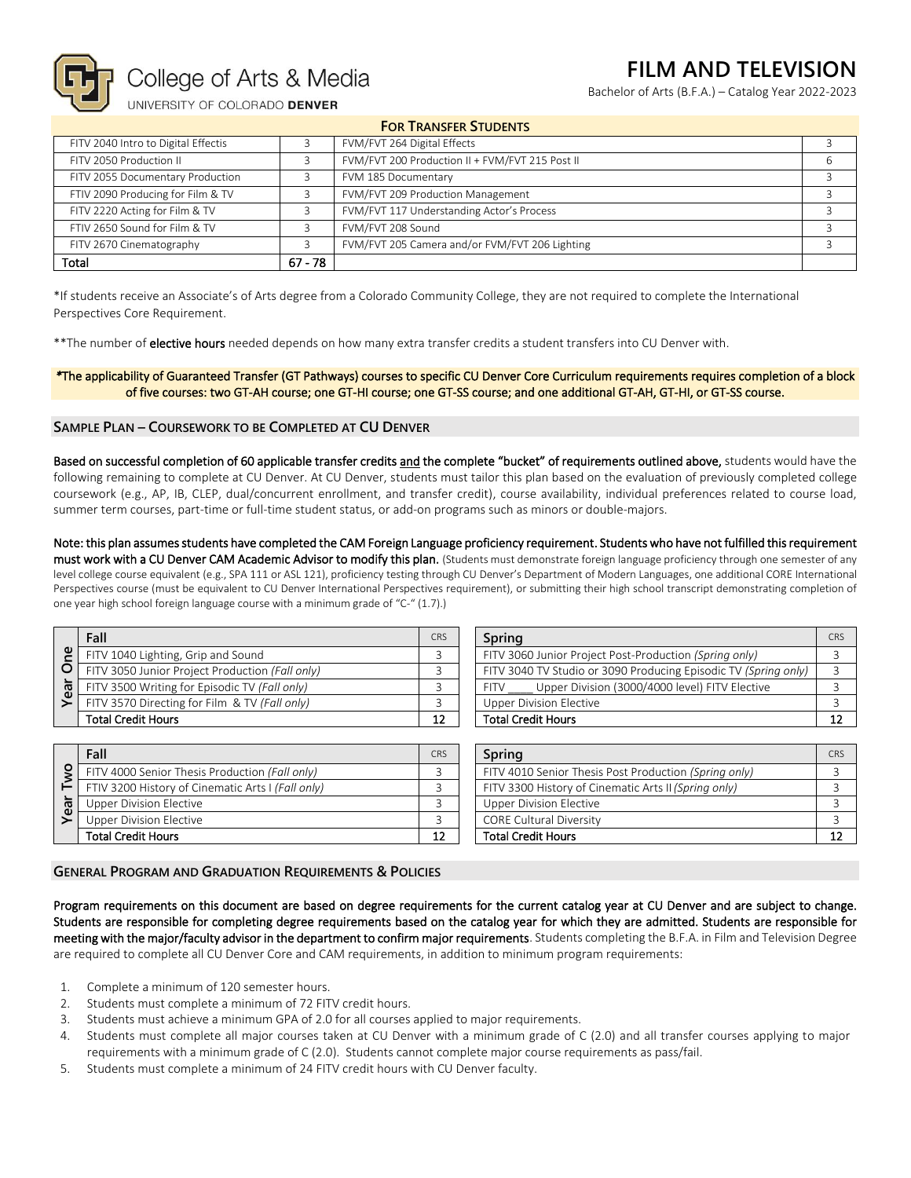# FILM AND TELEVISION

Bachelor of Arts (B.F.A.) – Catalog Year 2022-2023

College of Arts & Media
UNIVERSITY OF COLORADO DENVER

| FOR TRANSFER STUDENTS | | | |
|---|---|---|---|
| FITV 2040 Intro to Digital Effectis | 3 | FVM/FVT 264 Digital Effects | 3 |
| FITV 2050 Production II | 3 | FVM/FVT 200 Production II + FVM/FVT 215 Post II | 6 |
| FITV 2055 Documentary Production | 3 | FVM 185 Documentary | 3 |
| FTIV 2090 Producing for Film & TV | 3 | FVM/FVT 209 Production Management | 3 |
| FITV 2220 Acting for Film & TV | 3 | FVM/FVT 117 Understanding Actor's Process | 3 |
| FTIV 2650 Sound for Film & TV | 3 | FVM/FVT 208 Sound | 3 |
| FITV 2670 Cinematography | 3 | FVM/FVT 205 Camera and/or FVM/FVT 206 Lighting | 3 |
| **Total** | **67 - 78** | | |

*If students receive an Associate's of Arts degree from a Colorado Community College, they are not required to complete the International Perspectives Core Requirement.

**The number of **elective hours** needed depends on how many extra transfer credits a student transfers into CU Denver with.

*The applicability of Guaranteed Transfer (GT Pathways) courses to specific CU Denver Core Curriculum requirements requires completion of a block of five courses: two GT-AH course; one GT-HI course; one GT-SS course; and one additional GT-AH, GT-HI, or GT-SS course.

## SAMPLE PLAN – COURSEWORK TO BE COMPLETED AT CU DENVER

**Based on successful completion of 60 applicable transfer credits and the complete "bucket" of requirements outlined above,** students would have the following remaining to complete at CU Denver. At CU Denver, students must tailor this plan based on the evaluation of previously completed college coursework (e.g., AP, IB, CLEP, dual/concurrent enrollment, and transfer credit), course availability, individual preferences related to course load, summer term courses, part-time or full-time student status, or add-on programs such as minors or double-majors.

**Note: this plan assumes students have completed the CAM Foreign Language proficiency requirement. Students who have not fulfilled this requirement must work with a CU Denver CAM Academic Advisor to modify this plan.** (Students must demonstrate foreign language proficiency through one semester of any level college course equivalent (e.g., SPA 111 or ASL 121), proficiency testing through CU Denver's Department of Modern Languages, one additional CORE International Perspectives course (must be equivalent to CU Denver International Perspectives requirement), or submitting their high school transcript demonstrating completion of one year high school foreign language course with a minimum grade of "C-" (1.7).)

### Year One

| Fall | CRS |
|---|---|
| FITV 1040 Lighting, Grip and Sound | 3 |
| FITV 3050 Junior Project Production *(Fall only)* | 3 |
| FITV 3500 Writing for Episodic TV *(Fall only)* | 3 |
| FITV 3570 Directing for Film & TV *(Fall only)* | 3 |
| **Total Credit Hours** | **12** |

| Spring | CRS |
|---|---|
| FITV 3060 Junior Project Post-Production *(Spring only)* | 3 |
| FITV 3040 TV Studio or 3090 Producing Episodic TV *(Spring only)* | 3 |
| FITV ____ Upper Division (3000/4000 level) FITV Elective | 3 |
| Upper Division Elective | 3 |
| **Total Credit Hours** | **12** |

### Year Two

| Fall | CRS |
|---|---|
| FITV 4000 Senior Thesis Production *(Fall only)* | 3 |
| FTIV 3200 History of Cinematic Arts I *(Fall only)* | 3 |
| Upper Division Elective | 3 |
| Upper Division Elective | 3 |
| **Total Credit Hours** | **12** |

| Spring | CRS |
|---|---|
| FITV 4010 Senior Thesis Post Production *(Spring only)* | 3 |
| FITV 3300 History of Cinematic Arts II *(Spring only)* | 3 |
| Upper Division Elective | 3 |
| CORE Cultural Diversity | 3 |
| **Total Credit Hours** | **12** |

## GENERAL PROGRAM AND GRADUATION REQUIREMENTS & POLICIES

**Program requirements on this document are based on degree requirements for the current catalog year at CU Denver and are subject to change. Students are responsible for completing degree requirements based on the catalog year for which they are admitted. Students are responsible for meeting with the major/faculty advisor in the department to confirm major requirements**. Students completing the B.F.A. in Film and Television Degree are required to complete all CU Denver Core and CAM requirements, in addition to minimum program requirements:

1. Complete a minimum of 120 semester hours.
2. Students must complete a minimum of 72 FITV credit hours.
3. Students must achieve a minimum GPA of 2.0 for all courses applied to major requirements.
4. Students must complete all major courses taken at CU Denver with a minimum grade of C (2.0) and all transfer courses applying to major requirements with a minimum grade of C (2.0). Students cannot complete major course requirements as pass/fail.
5. Students must complete a minimum of 24 FITV credit hours with CU Denver faculty.